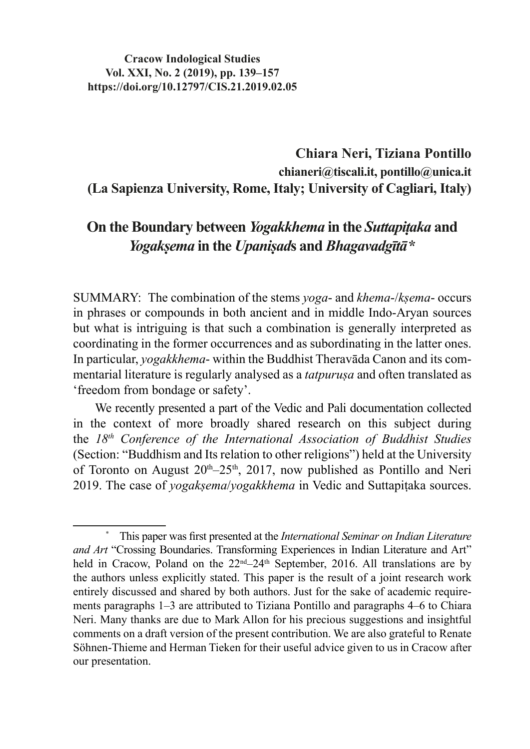**Cracow Indological Studies**
**Vol. XXI, No. 2 (2019), pp. 139–157**
**https://doi.org/10.12797/CIS.21.2019.02.05**

**Chiara Neri, Tiziana Pontillo**
**chianeri@tiscali.it, pontillo@unica.it**
**(La Sapienza University, Rome, Italy; University of Cagliari, Italy)**

# On the Boundary between *Yogakkhema* in the *Suttapiṭaka* and *Yogakṣema* in the *Upaniṣad*s and *Bhagavadgītā*\*

SUMMARY: The combination of the stems *yoga*- and *khema*-/*kṣema*- occurs in phrases or compounds in both ancient and in middle Indo-Aryan sources but what is intriguing is that such a combination is generally interpreted as coordinating in the former occurrences and as subordinating in the latter ones. In particular, *yogakkhema*- within the Buddhist Theravāda Canon and its commentarial literature is regularly analysed as a *tatpuruṣa* and often translated as 'freedom from bondage or safety'.

We recently presented a part of the Vedic and Pali documentation collected in the context of more broadly shared research on this subject during the *18th Conference of the International Association of Buddhist Studies* (Section: "Buddhism and Its relation to other religions") held at the University of Toronto on August 20th–25th, 2017, now published as Pontillo and Neri 2019. The case of *yogakṣema*/*yogakkhema* in Vedic and Suttapiṭaka sources.

---

\* This paper was first presented at the *International Seminar on Indian Literature and Art* "Crossing Boundaries. Transforming Experiences in Indian Literature and Art" held in Cracow, Poland on the 22nd–24th September, 2016. All translations are by the authors unless explicitly stated. This paper is the result of a joint research work entirely discussed and shared by both authors. Just for the sake of academic requirements paragraphs 1–3 are attributed to Tiziana Pontillo and paragraphs 4–6 to Chiara Neri. Many thanks are due to Mark Allon for his precious suggestions and insightful comments on a draft version of the present contribution. We are also grateful to Renate Söhnen-Thieme and Herman Tieken for their useful advice given to us in Cracow after our presentation.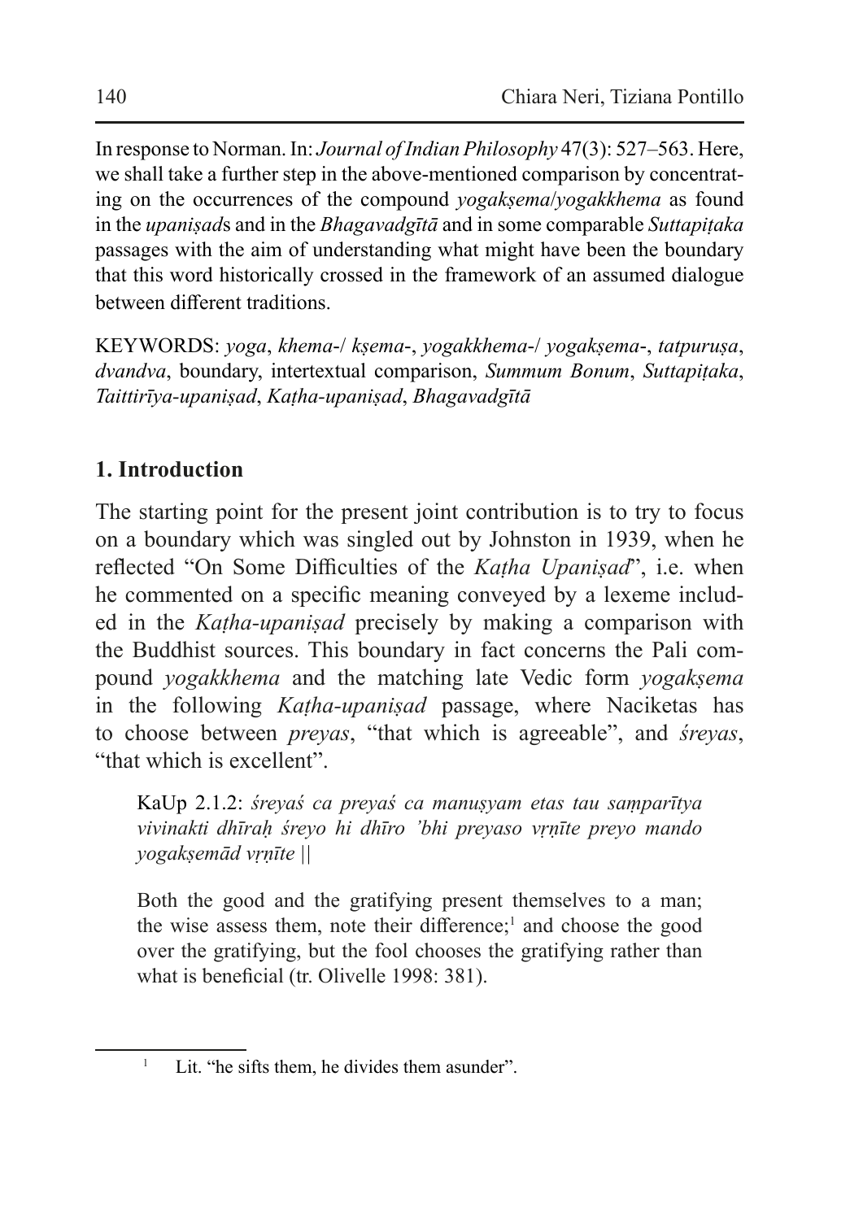In response to Norman. In: *Journal of Indian Philosophy* 47(3): 527–563. Here, we shall take a further step in the above-mentioned comparison by concentrating on the occurrences of the compound *yogakṣema*/*yogakkhema* as found in the *upaniṣad*s and in the *Bhagavadgītā* and in some comparable *Suttapiṭaka* passages with the aim of understanding what might have been the boundary that this word historically crossed in the framework of an assumed dialogue between different traditions.

KEYWORDS: *yoga*, *khema*-/ *kṣema*-, *yogakkhema*-/ *yogakṣema*-, *tatpuruṣa*, *dvandva*, boundary, intertextual comparison, *Summum Bonum*, *Suttapiṭaka*, *Taittirīya-upaniṣad*, *Kaṭha-upaniṣad*, *Bhagavadgītā*

## 1. Introduction

The starting point for the present joint contribution is to try to focus on a boundary which was singled out by Johnston in 1939, when he reflected "On Some Difficulties of the *Kaṭha Upaniṣad*", i.e. when he commented on a specific meaning conveyed by a lexeme included in the *Kaṭha-upaniṣad* precisely by making a comparison with the Buddhist sources. This boundary in fact concerns the Pali compound *yogakkhema* and the matching late Vedic form *yogakṣema* in the following *Kaṭha-upaniṣad* passage, where Naciketas has to choose between *preyas*, "that which is agreeable", and *śreyas*, "that which is excellent".

> KaUp 2.1.2: *śreyaś ca preyaś ca manuṣyam etas tau saṃparītya vivinakti dhīraḥ śreyo hi dhīro 'bhi preyaso vṛṇīte preyo mando yogakṣemād vṛṇīte* ||
>
> Both the good and the gratifying present themselves to a man; the wise assess them, note their difference;[1] and choose the good over the gratifying, but the fool chooses the gratifying rather than what is beneficial (tr. Olivelle 1998: 381).

[1] Lit. "he sifts them, he divides them asunder".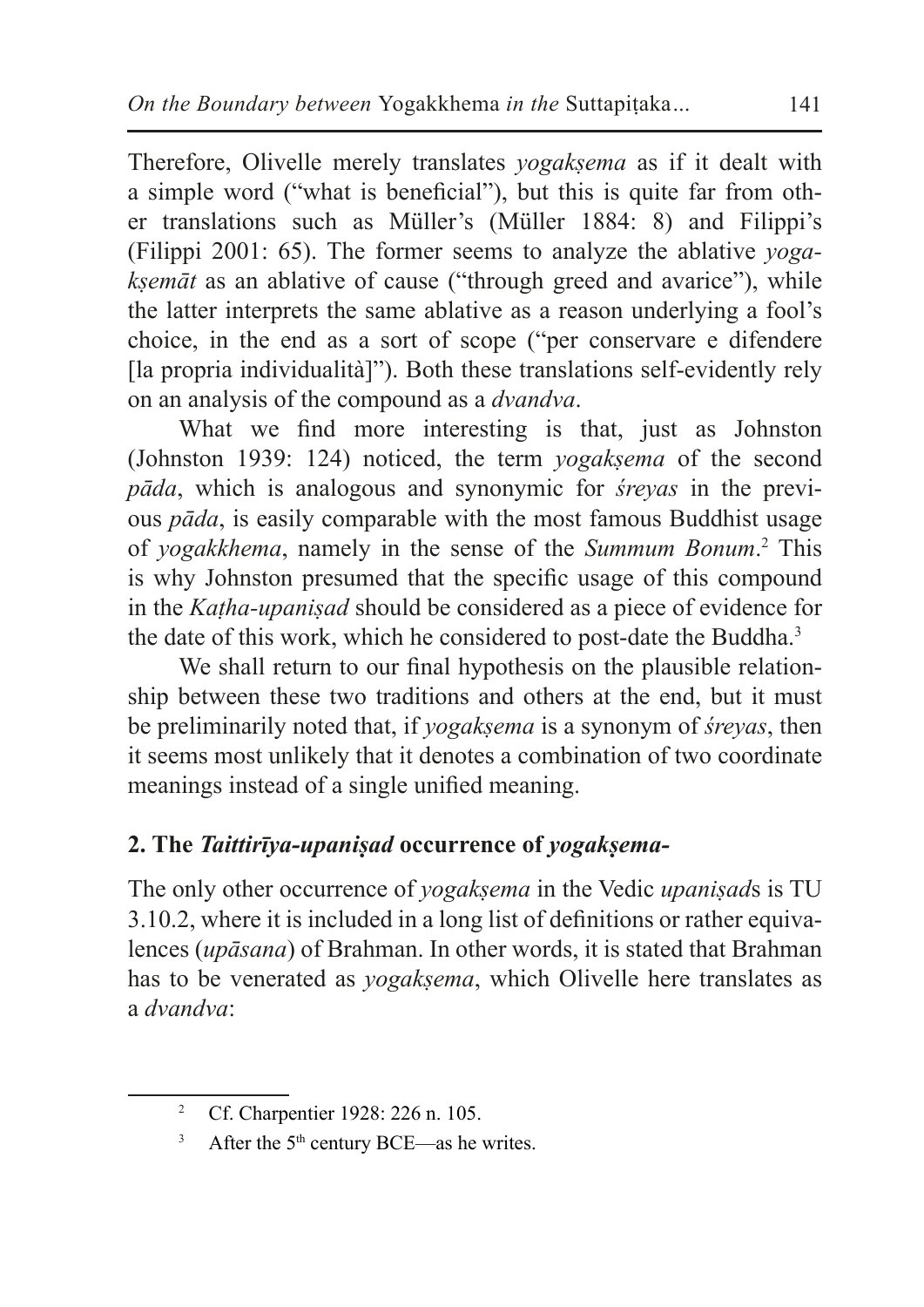Therefore, Olivelle merely translates *yogakṣema* as if it dealt with a simple word ("what is beneficial"), but this is quite far from other translations such as Müller's (Müller 1884: 8) and Filippi's (Filippi 2001: 65). The former seems to analyze the ablative *yogakṣemāt* as an ablative of cause ("through greed and avarice"), while the latter interprets the same ablative as a reason underlying a fool's choice, in the end as a sort of scope ("per conservare e difendere [la propria individualità]"). Both these translations self-evidently rely on an analysis of the compound as a *dvandva*.

What we find more interesting is that, just as Johnston (Johnston 1939: 124) noticed, the term *yogakṣema* of the second *pāda*, which is analogous and synonymic for *śreyas* in the previous *pāda*, is easily comparable with the most famous Buddhist usage of *yogakkhema*, namely in the sense of the *Summum Bonum*.[2] This is why Johnston presumed that the specific usage of this compound in the *Kaṭha-upaniṣad* should be considered as a piece of evidence for the date of this work, which he considered to post-date the Buddha.[3]

We shall return to our final hypothesis on the plausible relationship between these two traditions and others at the end, but it must be preliminarily noted that, if *yogakṣema* is a synonym of *śreyas*, then it seems most unlikely that it denotes a combination of two coordinate meanings instead of a single unified meaning.

## 2. The *Taittirīya-upaniṣad* occurrence of *yogakṣema-*

The only other occurrence of *yogakṣema* in the Vedic *upaniṣad*s is TU 3.10.2, where it is included in a long list of definitions or rather equivalences (*upāsana*) of Brahman. In other words, it is stated that Brahman has to be venerated as *yogakṣema*, which Olivelle here translates as a *dvandva*:

---

[2] Cf. Charpentier 1928: 226 n. 105.

[3] After the 5th century BCE—as he writes.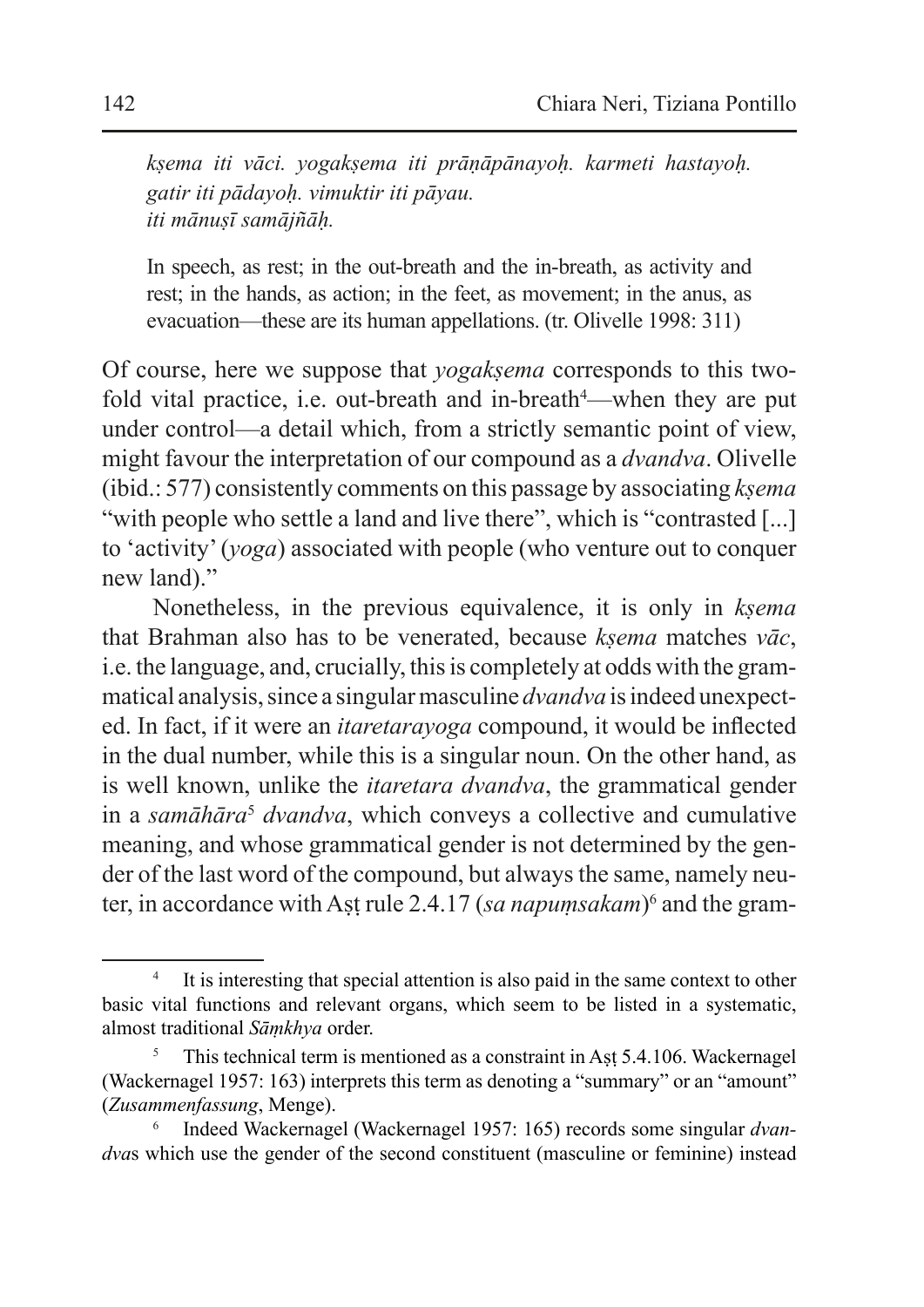*kṣema iti vāci. yogakṣema iti prāṇāpānayoḥ. karmeti hastayoḥ. gatir iti pādayoḥ. vimuktir iti pāyau. iti mānuṣī samājñāḥ.*

> In speech, as rest; in the out-breath and the in-breath, as activity and rest; in the hands, as action; in the feet, as movement; in the anus, as evacuation—these are its human appellations. (tr. Olivelle 1998: 311)

Of course, here we suppose that *yogakṣema* corresponds to this two-fold vital practice, i.e. out-breath and in-breath[4]—when they are put under control—a detail which, from a strictly semantic point of view, might favour the interpretation of our compound as a *dvandva*. Olivelle (ibid.: 577) consistently comments on this passage by associating *kṣema* "with people who settle a land and live there", which is "contrasted [...] to 'activity' (*yoga*) associated with people (who venture out to conquer new land)."

Nonetheless, in the previous equivalence, it is only in *kṣema* that Brahman also has to be venerated, because *kṣema* matches *vāc*, i.e. the language, and, crucially, this is completely at odds with the grammatical analysis, since a singular masculine *dvandva* is indeed unexpected. In fact, if it were an *itaretarayoga* compound, it would be inflected in the dual number, while this is a singular noun. On the other hand, as is well known, unlike the *itaretara dvandva*, the grammatical gender in a *samāhāra*[5] *dvandva*, which conveys a collective and cumulative meaning, and whose grammatical gender is not determined by the gender of the last word of the compound, but always the same, namely neuter, in accordance with Aṣṭ rule 2.4.17 (*sa napuṃsakam*)[6] and the gram-

---

[4] It is interesting that special attention is also paid in the same context to other basic vital functions and relevant organs, which seem to be listed in a systematic, almost traditional *Sāṃkhya* order.

[5] This technical term is mentioned as a constraint in Aṣṭ 5.4.106. Wackernagel (Wackernagel 1957: 163) interprets this term as denoting a "summary" or an "amount" (*Zusammenfassung*, Menge).

[6] Indeed Wackernagel (Wackernagel 1957: 165) records some singular *dvandva*s which use the gender of the second constituent (masculine or feminine) instead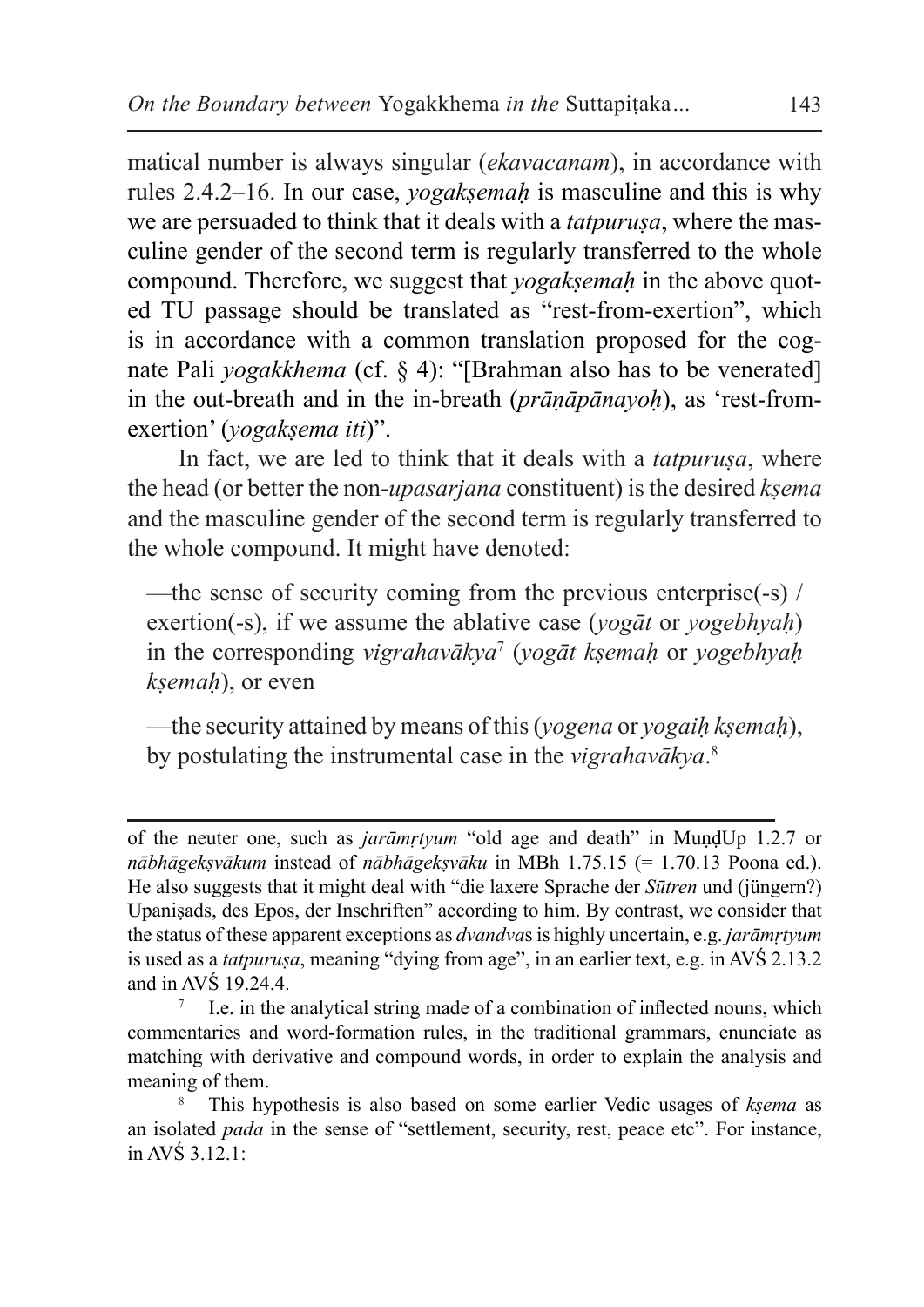matical number is always singular (*ekavacanam*), in accordance with rules 2.4.2–16. In our case, *yogakṣemaḥ* is masculine and this is why we are persuaded to think that it deals with a *tatpuruṣa*, where the masculine gender of the second term is regularly transferred to the whole compound. Therefore, we suggest that *yogakṣemaḥ* in the above quoted TU passage should be translated as "rest-from-exertion", which is in accordance with a common translation proposed for the cognate Pali *yogakkhema* (cf. § 4): "[Brahman also has to be venerated] in the out-breath and in the in-breath (*prāṇāpānayoḥ*), as 'rest-from-exertion' (*yogakṣema iti*)".

In fact, we are led to think that it deals with a *tatpuruṣa*, where the head (or better the non-*upasarjana* constituent) is the desired *kṣema* and the masculine gender of the second term is regularly transferred to the whole compound. It might have denoted:

—the sense of security coming from the previous enterprise(-s) / exertion(-s), if we assume the ablative case (*yogāt* or *yogebhyaḥ*) in the corresponding *vigrahavākya*[7] (*yogāt kṣemaḥ* or *yogebhyaḥ kṣemaḥ*), or even

—the security attained by means of this (*yogena* or *yogaiḥ kṣemaḥ*), by postulating the instrumental case in the *vigrahavākya*.[8]

---

of the neuter one, such as *jarāmṛtyum* "old age and death" in MuṇḍUp 1.2.7 or *nābhāgekṣvākum* instead of *nābhāgekṣvāku* in MBh 1.75.15 (= 1.70.13 Poona ed.). He also suggests that it might deal with "die laxere Sprache der *Sūtren* und (jüngern?) Upaniṣads, des Epos, der Inschriften" according to him. By contrast, we consider that the status of these apparent exceptions as *dvandva*s is highly uncertain, e.g. *jarāmṛtyum* is used as a *tatpuruṣa*, meaning "dying from age", in an earlier text, e.g. in AVŚ 2.13.2 and in AVŚ 19.24.4.

[7] I.e. in the analytical string made of a combination of inflected nouns, which commentaries and word-formation rules, in the traditional grammars, enunciate as matching with derivative and compound words, in order to explain the analysis and meaning of them.

[8] This hypothesis is also based on some earlier Vedic usages of *kṣema* as an isolated *pada* in the sense of "settlement, security, rest, peace etc". For instance, in AVŚ 3.12.1: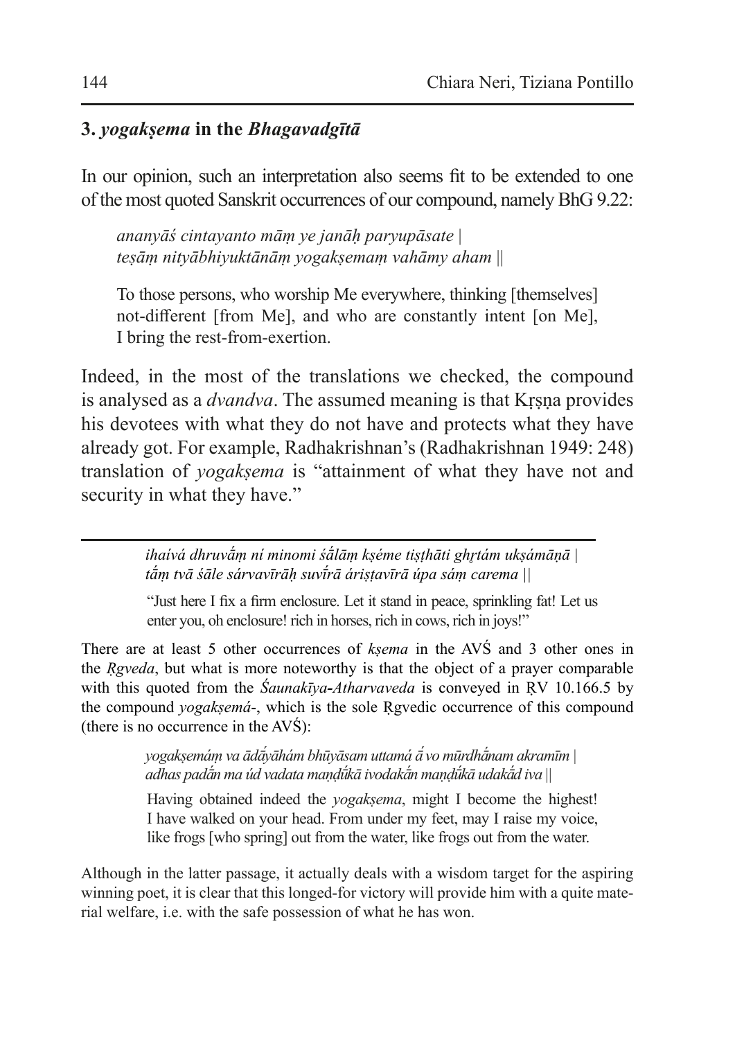## 3. *yogakṣema* in the *Bhagavadgītā*

In our opinion, such an interpretation also seems fit to be extended to one of the most quoted Sanskrit occurrences of our compound, namely BhG 9.22:

> *ananyāś cintayanto māṃ ye janāḥ paryupāsate |*
> *teṣāṃ nityābhiyuktānāṃ yogakṣemaṃ vahāmy aham ||*
>
> To those persons, who worship Me everywhere, thinking [themselves] not-different [from Me], and who are constantly intent [on Me], I bring the rest-from-exertion.

Indeed, in the most of the translations we checked, the compound is analysed as a *dvandva*. The assumed meaning is that Kṛṣṇa provides his devotees with what they do not have and protects what they have already got. For example, Radhakrishnan's (Radhakrishnan 1949: 248) translation of *yogakṣema* is "attainment of what they have not and security in what they have."

---

> *ihaívá dhruvā́ṃ ní minomi śā́lāṃ kṣéme tiṣṭhāti ghṛtám ukṣámāṇā |*
> *tā́ṃ tvā śāle sárvavīrāḥ suvī́rā áriṣṭavīrā úpa sáṃ carema ||*
>
> "Just here I fix a firm enclosure. Let it stand in peace, sprinkling fat! Let us enter you, oh enclosure! rich in horses, rich in cows, rich in joys!"

There are at least 5 other occurrences of *kṣema* in the AVŚ and 3 other ones in the *Ṛgveda*, but what is more noteworthy is that the object of a prayer comparable with this quoted from the *Śaunakīya-Atharvaveda* is conveyed in ṚV 10.166.5 by the compound *yogakṣemá-*, which is the sole Ṛgvedic occurrence of this compound (there is no occurrence in the AVŚ):

> *yogakṣemáṃ va ādā́yāhám bhūyāsam uttamá ā́ vo mūrdhā́nam akramīm |*
> *adhas padā́n ma úd vadata maṇḍū́kā ivodakā́n maṇḍū́kā udakā́d iva ||*
>
> Having obtained indeed the *yogakṣema*, might I become the highest! I have walked on your head. From under my feet, may I raise my voice, like frogs [who spring] out from the water, like frogs out from the water.

Although in the latter passage, it actually deals with a wisdom target for the aspiring winning poet, it is clear that this longed-for victory will provide him with a quite material welfare, i.e. with the safe possession of what he has won.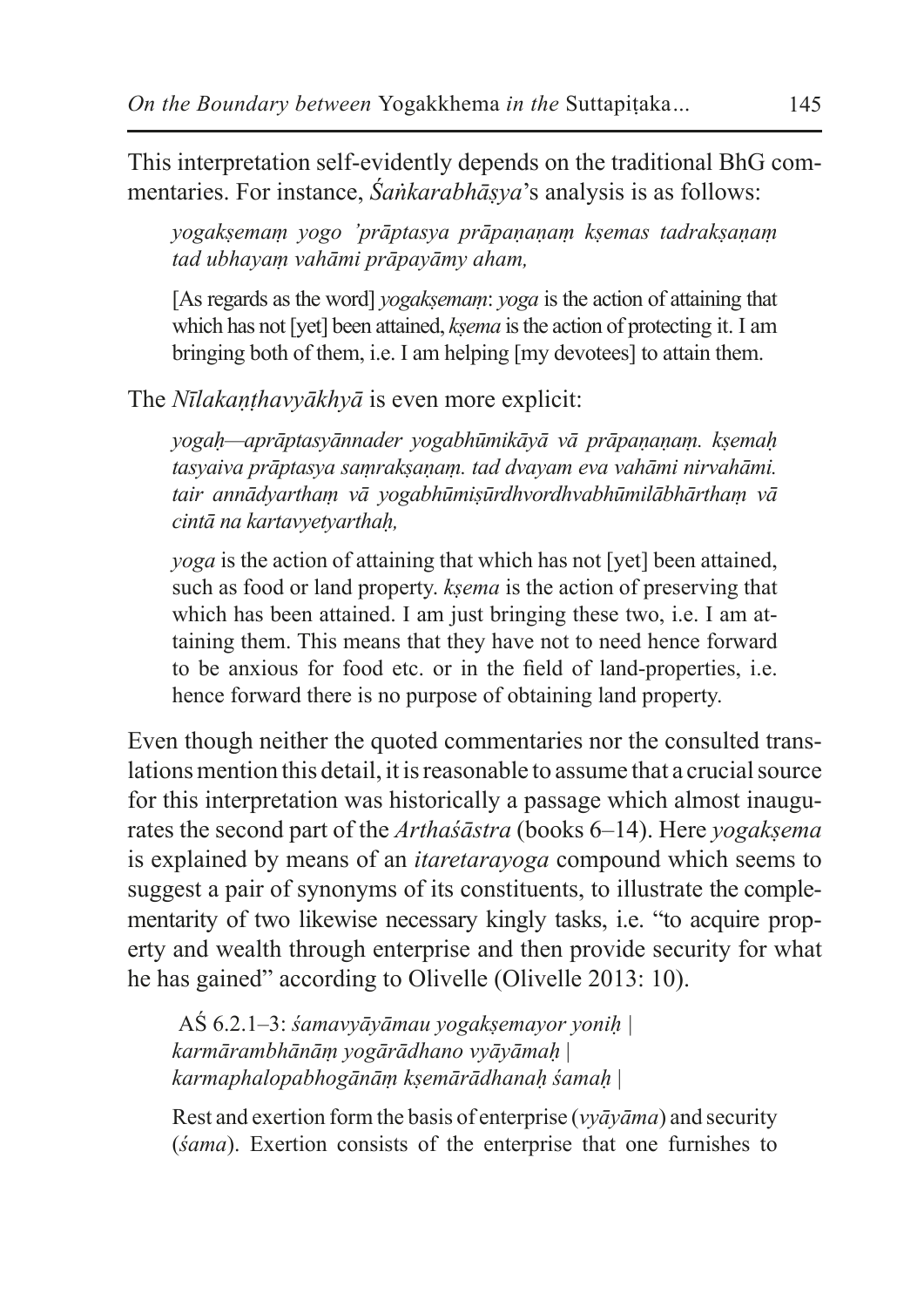This interpretation self-evidently depends on the traditional BhG commentaries. For instance, *Śaṅkarabhāṣya*'s analysis is as follows:

> *yogakṣemaṃ yogo 'prāptasya prāpaṇaṇaṃ kṣemas tadrakṣaṇaṃ tad ubhayaṃ vahāmi prāpayāmy aham,*
>
> [As regards as the word] *yogakṣemaṃ*: *yoga* is the action of attaining that which has not [yet] been attained, *kṣema* is the action of protecting it. I am bringing both of them, i.e. I am helping [my devotees] to attain them.

The *Nīlakaṇṭhavyākhyā* is even more explicit:

> *yogaḥ—aprāptasyānnader yogabhūmikāyā vā prāpaṇaṇaṃ. kṣemaḥ tasyaiva prāptasya saṃrakṣaṇaṃ. tad dvayam eva vahāmi nirvahāmi. tair annādyarthaṃ vā yogabhūmiṣūrdhvordhvabhūmilābhārthaṃ vā cintā na kartavyetyarthaḥ,*
>
> *yoga* is the action of attaining that which has not [yet] been attained, such as food or land property. *kṣema* is the action of preserving that which has been attained. I am just bringing these two, i.e. I am attaining them. This means that they have not to need hence forward to be anxious for food etc. or in the field of land-properties, i.e. hence forward there is no purpose of obtaining land property.

Even though neither the quoted commentaries nor the consulted translations mention this detail, it is reasonable to assume that a crucial source for this interpretation was historically a passage which almost inaugurates the second part of the *Arthaśāstra* (books 6–14). Here *yogakṣema* is explained by means of an *itaretarayoga* compound which seems to suggest a pair of synonyms of its constituents, to illustrate the complementarity of two likewise necessary kingly tasks, i.e. "to acquire property and wealth through enterprise and then provide security for what he has gained" according to Olivelle (Olivelle 2013: 10).

> AŚ 6.2.1–3: *śamavyāyāmau yogakṣemayor yoniḥ |*
> *karmārambhānāṃ yogārādhano vyāyāmaḥ |*
> *karmaphalopabhogānāṃ kṣemārādhanaḥ śamaḥ |*
>
> Rest and exertion form the basis of enterprise (*vyāyāma*) and security (*śama*). Exertion consists of the enterprise that one furnishes to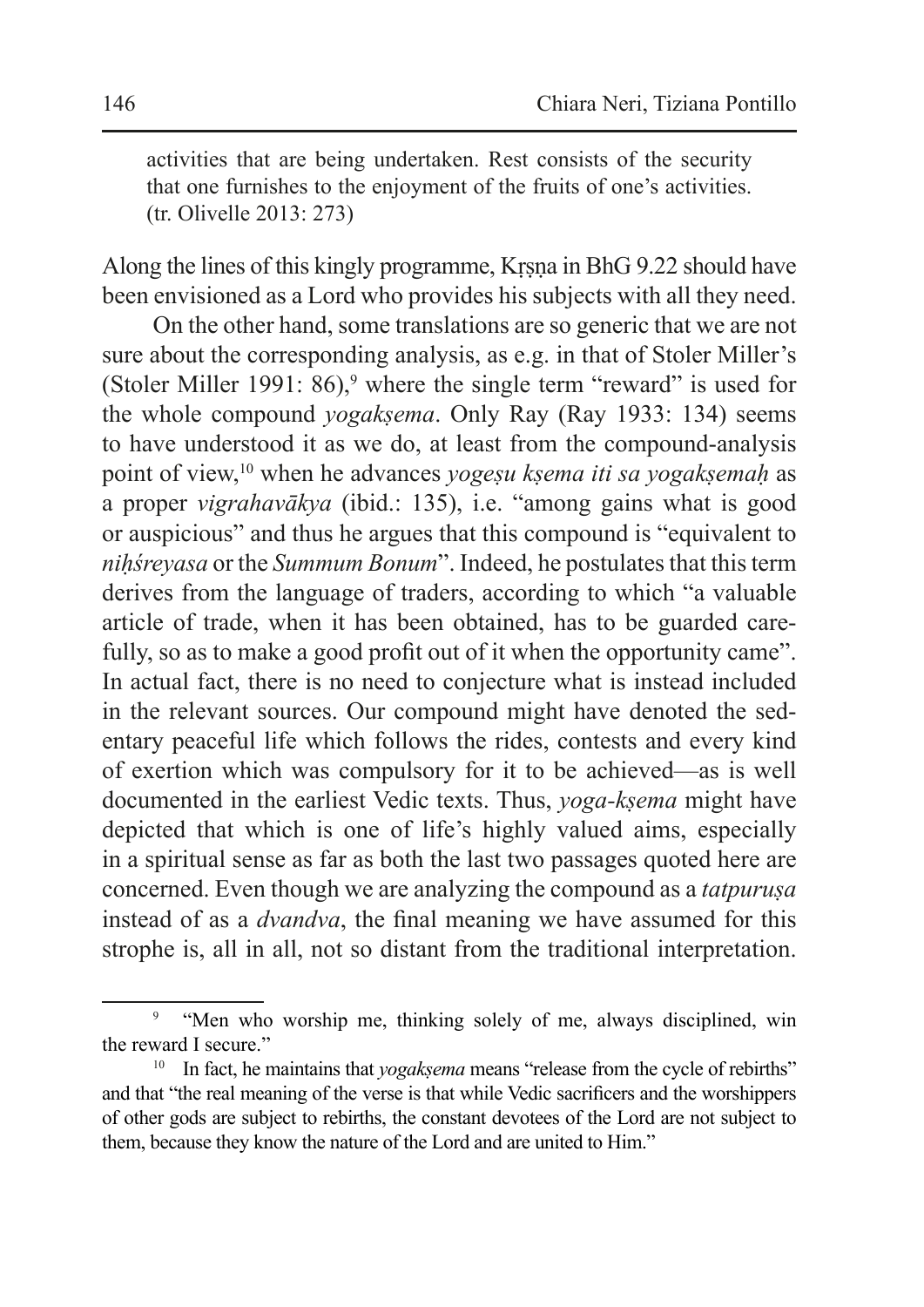activities that are being undertaken. Rest consists of the security that one furnishes to the enjoyment of the fruits of one's activities. (tr. Olivelle 2013: 273)

Along the lines of this kingly programme, Kṛṣṇa in BhG 9.22 should have been envisioned as a Lord who provides his subjects with all they need.

On the other hand, some translations are so generic that we are not sure about the corresponding analysis, as e.g. in that of Stoler Miller's (Stoler Miller 1991: 86),[9] where the single term "reward" is used for the whole compound *yogakṣema*. Only Ray (Ray 1933: 134) seems to have understood it as we do, at least from the compound-analysis point of view,[10] when he advances *yogeṣu kṣema iti sa yogakṣemaḥ* as a proper *vigrahavākya* (ibid.: 135), i.e. "among gains what is good or auspicious" and thus he argues that this compound is "equivalent to *niḥśreyasa* or the *Summum Bonum*". Indeed, he postulates that this term derives from the language of traders, according to which "a valuable article of trade, when it has been obtained, has to be guarded carefully, so as to make a good profit out of it when the opportunity came". In actual fact, there is no need to conjecture what is instead included in the relevant sources. Our compound might have denoted the sedentary peaceful life which follows the rides, contests and every kind of exertion which was compulsory for it to be achieved—as is well documented in the earliest Vedic texts. Thus, *yoga-kṣema* might have depicted that which is one of life's highly valued aims, especially in a spiritual sense as far as both the last two passages quoted here are concerned. Even though we are analyzing the compound as a *tatpuruṣa* instead of as a *dvandva*, the final meaning we have assumed for this strophe is, all in all, not so distant from the traditional interpretation.

---

[9] "Men who worship me, thinking solely of me, always disciplined, win the reward I secure."

[10] In fact, he maintains that *yogakṣema* means "release from the cycle of rebirths" and that "the real meaning of the verse is that while Vedic sacrificers and the worshippers of other gods are subject to rebirths, the constant devotees of the Lord are not subject to them, because they know the nature of the Lord and are united to Him."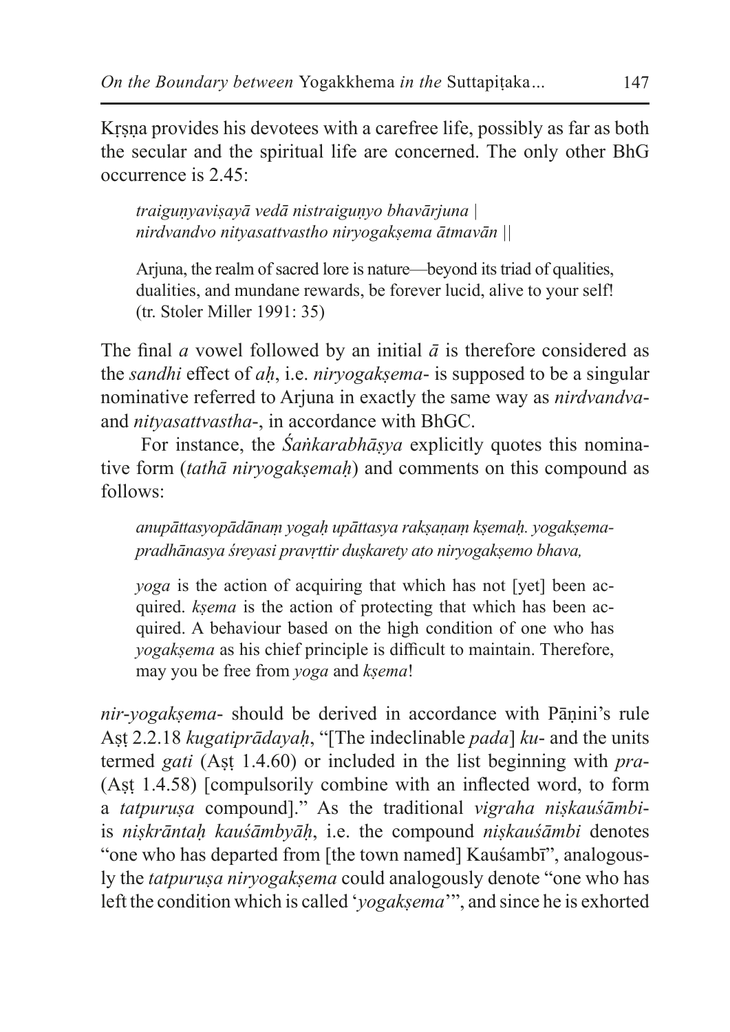Kṛṣṇa provides his devotees with a carefree life, possibly as far as both the secular and the spiritual life are concerned. The only other BhG occurrence is 2.45:

> *traiguṇyaviṣayā vedā nistraiguṇyo bhavārjuna |*
> *nirdvandvo nityasattvastho niryogakṣema ātmavān ||*
>
> Arjuna, the realm of sacred lore is nature—beyond its triad of qualities, dualities, and mundane rewards, be forever lucid, alive to your self! (tr. Stoler Miller 1991: 35)

The final *a* vowel followed by an initial *ā* is therefore considered as the *sandhi* effect of *aḥ*, i.e. *niryogakṣema*- is supposed to be a singular nominative referred to Arjuna in exactly the same way as *nirdvandva*- and *nityasattvastha*-, in accordance with BhGC.

For instance, the *Śaṅkarabhāṣya* explicitly quotes this nominative form (*tathā niryogakṣemaḥ*) and comments on this compound as follows:

> *anupāttasyopādānaṃ yogaḥ upāttasya rakṣaṇaṃ kṣemaḥ. yogakṣemapradhānasya śreyasi pravṛttir duṣkarety ato niryogakṣemo bhava,*
>
> *yoga* is the action of acquiring that which has not [yet] been acquired. *kṣema* is the action of protecting that which has been acquired. A behaviour based on the high condition of one who has *yogakṣema* as his chief principle is difficult to maintain. Therefore, may you be free from *yoga* and *kṣema*!

*nir-yogakṣema*- should be derived in accordance with Pāṇini's rule Aṣṭ 2.2.18 *kugatiprādayaḥ*, "[The indeclinable *pada*] *ku*- and the units termed *gati* (Aṣṭ 1.4.60) or included in the list beginning with *pra*- (Aṣṭ 1.4.58) [compulsorily combine with an inflected word, to form a *tatpuruṣa* compound]." As the traditional *vigraha niṣkauśāmbi*- is *niṣkrāntaḥ kauśāmbyāḥ*, i.e. the compound *niṣkauśāmbi* denotes "one who has departed from [the town named] Kauśambī", analogously the *tatpuruṣa niryogakṣema* could analogously denote "one who has left the condition which is called '*yogakṣema*'", and since he is exhorted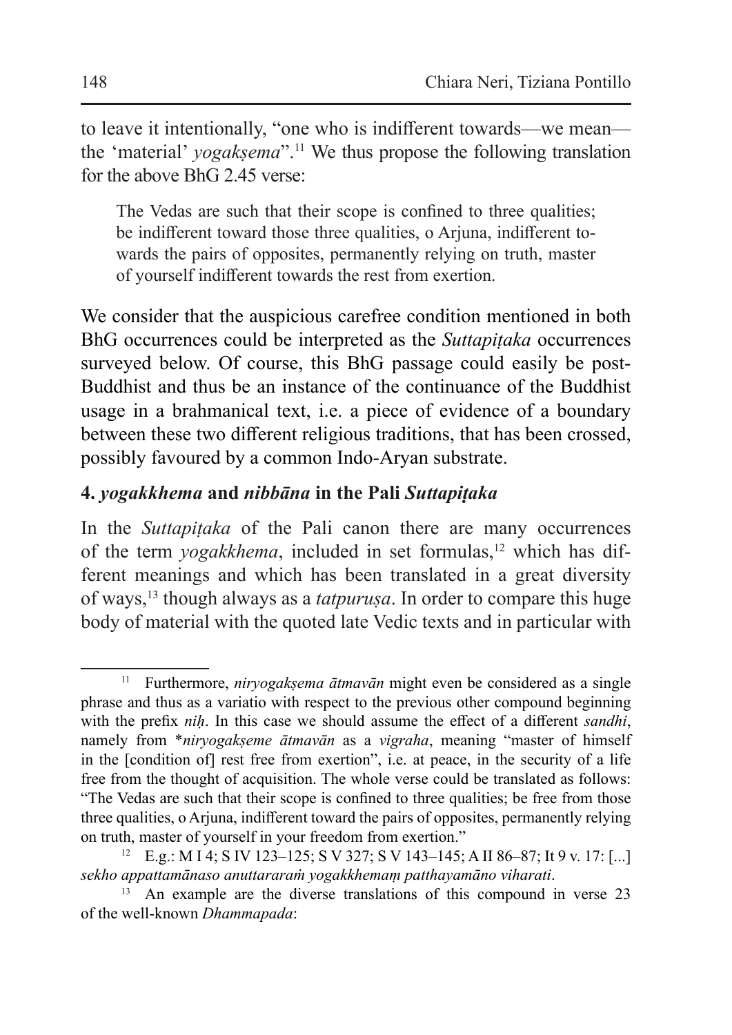to leave it intentionally, "one who is indifferent towards—we mean—the 'material' *yogakṣema*".[11] We thus propose the following translation for the above BhG 2.45 verse:

> The Vedas are such that their scope is confined to three qualities; be indifferent toward those three qualities, o Arjuna, indifferent towards the pairs of opposites, permanently relying on truth, master of yourself indifferent towards the rest from exertion.

We consider that the auspicious carefree condition mentioned in both BhG occurrences could be interpreted as the *Suttapiṭaka* occurrences surveyed below. Of course, this BhG passage could easily be post-Buddhist and thus be an instance of the continuance of the Buddhist usage in a brahmanical text, i.e. a piece of evidence of a boundary between these two different religious traditions, that has been crossed, possibly favoured by a common Indo-Aryan substrate.

### 4. *yogakkhema* and *nibbāna* in the Pali *Suttapiṭaka*

In the *Suttapiṭaka* of the Pali canon there are many occurrences of the term *yogakkhema*, included in set formulas,[12] which has different meanings and which has been translated in a great diversity of ways,[13] though always as a *tatpuruṣa*. In order to compare this huge body of material with the quoted late Vedic texts and in particular with

---

[11] Furthermore, *niryogakṣema ātmavān* might even be considered as a single phrase and thus as a variatio with respect to the previous other compound beginning with the prefix *niḥ*. In this case we should assume the effect of a different *sandhi*, namely from *\*niryogakṣeme ātmavān* as a *vigraha*, meaning "master of himself in the [condition of] rest free from exertion", i.e. at peace, in the security of a life free from the thought of acquisition. The whole verse could be translated as follows: "The Vedas are such that their scope is confined to three qualities; be free from those three qualities, o Arjuna, indifferent toward the pairs of opposites, permanently relying on truth, master of yourself in your freedom from exertion."

[12] E.g.: M I 4; S IV 123–125; S V 327; S V 143–145; A II 86–87; It 9 v. 17: [...] *sekho appattamānaso anuttararaṁ yogakkhemaṃ patthayamāno viharati*.

[13] An example are the diverse translations of this compound in verse 23 of the well-known *Dhammapada*: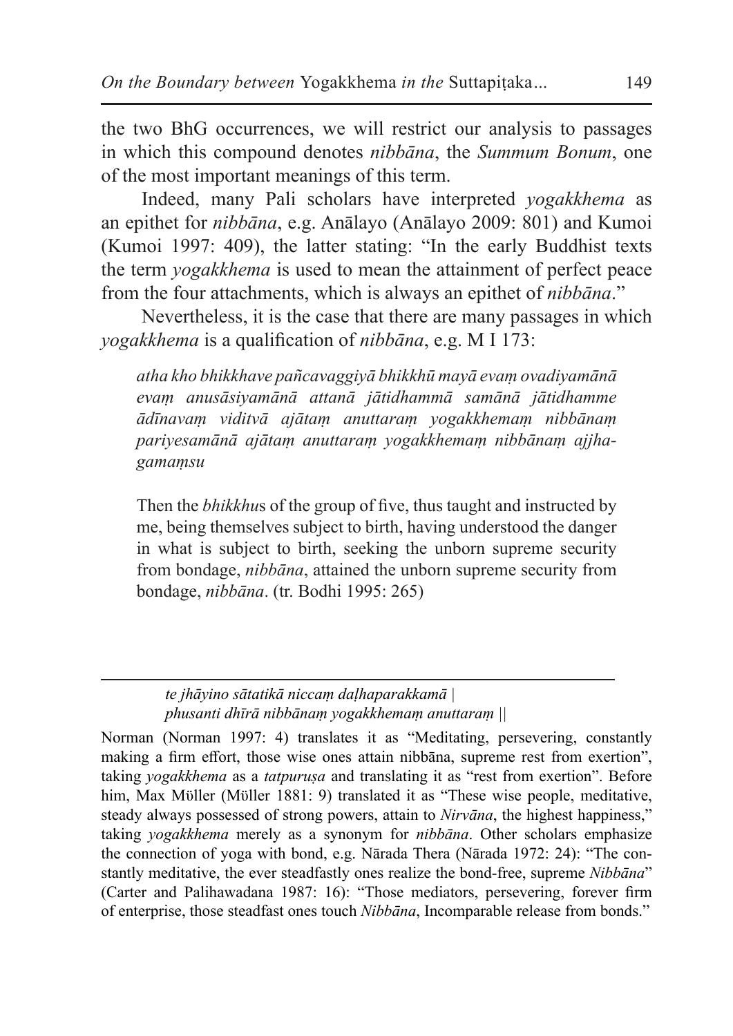the two BhG occurrences, we will restrict our analysis to passages in which this compound denotes *nibbāna*, the *Summum Bonum*, one of the most important meanings of this term.

Indeed, many Pali scholars have interpreted *yogakkhema* as an epithet for *nibbāna*, e.g. Anālayo (Anālayo 2009: 801) and Kumoi (Kumoi 1997: 409), the latter stating: "In the early Buddhist texts the term *yogakkhema* is used to mean the attainment of perfect peace from the four attachments, which is always an epithet of *nibbāna*."

Nevertheless, it is the case that there are many passages in which *yogakkhema* is a qualification of *nibbāna*, e.g. M I 173:

> *atha kho bhikkhave pañcavaggiyā bhikkhū mayā evaṃ ovadiyamānā evaṃ anusāsiyamānā attanā jātidhammā samānā jātidhamme ādīnavaṃ viditvā ajātaṃ anuttaraṃ yogakkhemaṃ nibbānaṃ pariyesamānā ajātaṃ anuttaraṃ yogakkhemaṃ nibbānaṃ ajjhagamaṃsu*
>
> Then the *bhikkhu*s of the group of five, thus taught and instructed by me, being themselves subject to birth, having understood the danger in what is subject to birth, seeking the unborn supreme security from bondage, *nibbāna*, attained the unborn supreme security from bondage, *nibbāna*. (tr. Bodhi 1995: 265)

---

*te jhāyino sātatikā niccaṃ daḷhaparakkamā |*
*phusanti dhīrā nibbānaṃ yogakkhemaṃ anuttaraṃ ||*

Norman (Norman 1997: 4) translates it as "Meditating, persevering, constantly making a firm effort, those wise ones attain nibbāna, supreme rest from exertion", taking *yogakkhema* as a *tatpuruṣa* and translating it as "rest from exertion". Before him, Max Müller (Müller 1881: 9) translated it as "These wise people, meditative, steady always possessed of strong powers, attain to *Nirvāna*, the highest happiness," taking *yogakkhema* merely as a synonym for *nibbāna*. Other scholars emphasize the connection of yoga with bond, e.g. Nārada Thera (Nārada 1972: 24): "The constantly meditative, the ever steadfastly ones realize the bond-free, supreme *Nibbāna*" (Carter and Palihawadana 1987: 16): "Those mediators, persevering, forever firm of enterprise, those steadfast ones touch *Nibbāna*, Incomparable release from bonds."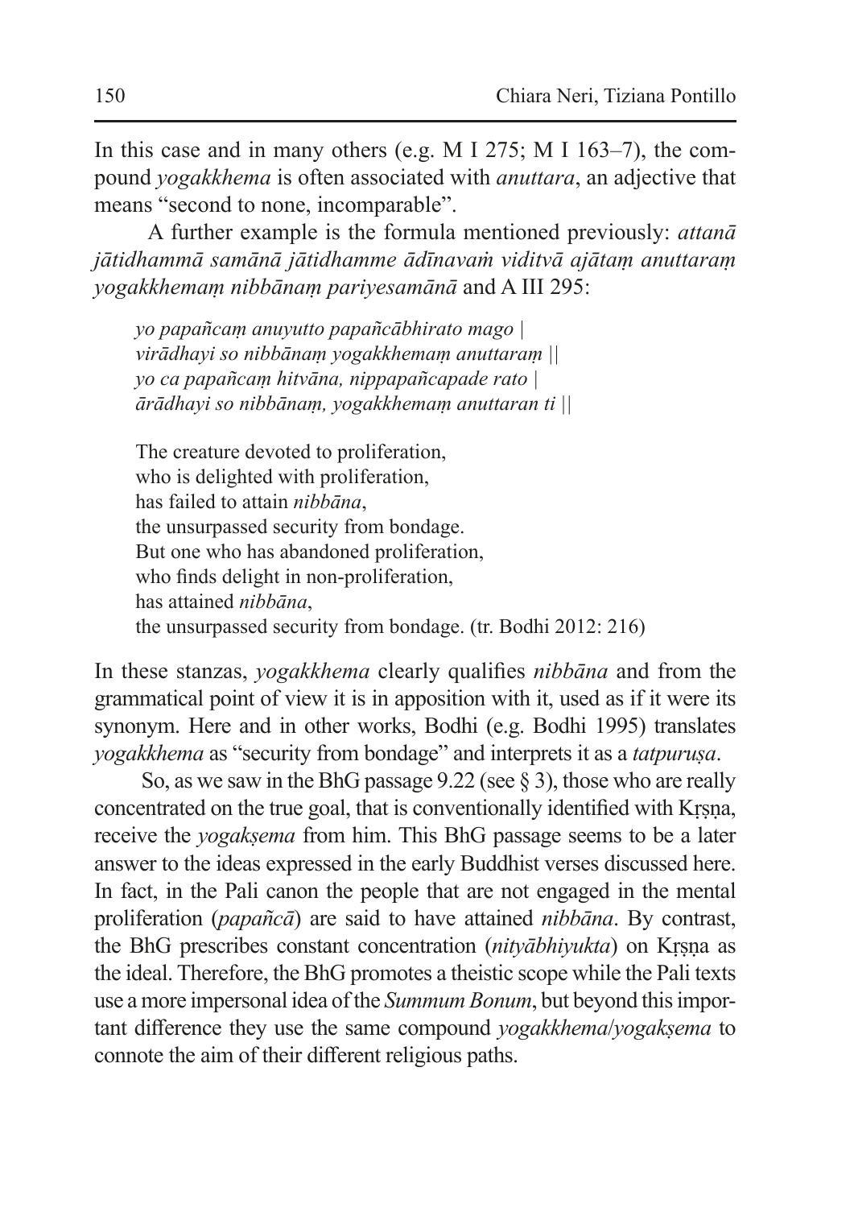In this case and in many others (e.g. M I 275; M I 163–7), the compound *yogakkhema* is often associated with *anuttara*, an adjective that means "second to none, incomparable".

A further example is the formula mentioned previously: *attanā jātidhammā samānā jātidhamme ādīnavaṁ viditvā ajātaṃ anuttaraṃ yogakkhemaṃ nibbānaṃ pariyesamānā* and A III 295:

> *yo papañcaṃ anuyutto papañcābhirato mago |*
> *virādhayi so nibbānaṃ yogakkhemaṃ anuttaraṃ ||*
> *yo ca papañcaṃ hitvāna, nippapañcapade rato |*
> *ārādhayi so nibbānaṃ, yogakkhemaṃ anuttaran ti ||*
>
> The creature devoted to proliferation,
> who is delighted with proliferation,
> has failed to attain *nibbāna*,
> the unsurpassed security from bondage.
> But one who has abandoned proliferation,
> who finds delight in non-proliferation,
> has attained *nibbāna*,
> the unsurpassed security from bondage. (tr. Bodhi 2012: 216)

In these stanzas, *yogakkhema* clearly qualifies *nibbāna* and from the grammatical point of view it is in apposition with it, used as if it were its synonym. Here and in other works, Bodhi (e.g. Bodhi 1995) translates *yogakkhema* as "security from bondage" and interprets it as a *tatpuruṣa*.

So, as we saw in the BhG passage 9.22 (see § 3), those who are really concentrated on the true goal, that is conventionally identified with Kṛṣṇa, receive the *yogakṣema* from him. This BhG passage seems to be a later answer to the ideas expressed in the early Buddhist verses discussed here. In fact, in the Pali canon the people that are not engaged in the mental proliferation (*papañcā*) are said to have attained *nibbāna*. By contrast, the BhG prescribes constant concentration (*nityābhiyukta*) on Kṛṣṇa as the ideal. Therefore, the BhG promotes a theistic scope while the Pali texts use a more impersonal idea of the *Summum Bonum*, but beyond this important difference they use the same compound *yogakkhema*/*yogakṣema* to connote the aim of their different religious paths.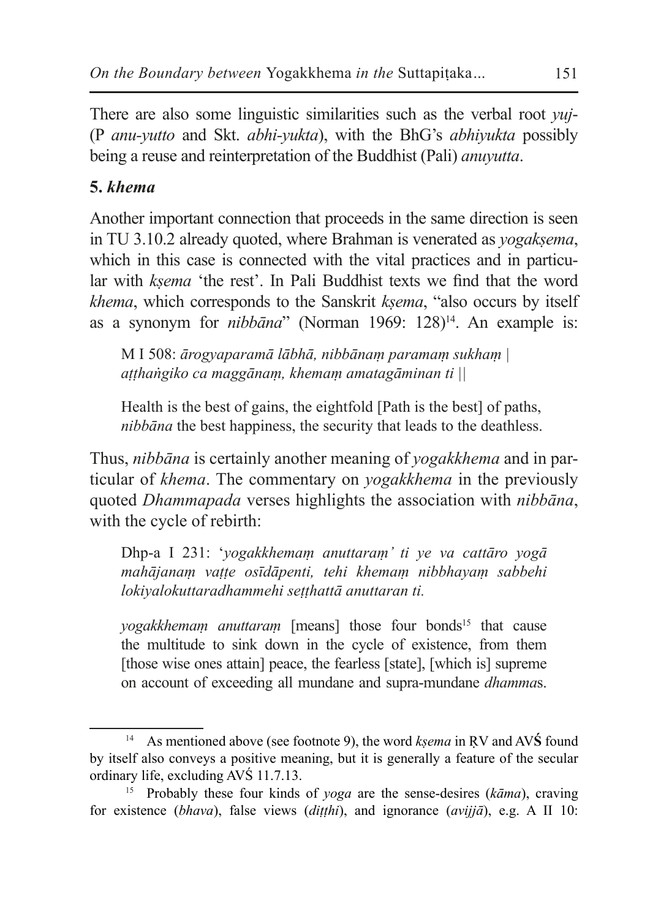There are also some linguistic similarities such as the verbal root *yuj-* (P *anu-yutto* and Skt. *abhi-yukta*), with the BhG's *abhiyukta* possibly being a reuse and reinterpretation of the Buddhist (Pali) *anuyutta*.

## 5. *khema*

Another important connection that proceeds in the same direction is seen in TU 3.10.2 already quoted, where Brahman is venerated as *yogakṣema*, which in this case is connected with the vital practices and in particular with *kṣema* 'the rest'. In Pali Buddhist texts we find that the word *khema*, which corresponds to the Sanskrit *kṣema*, "also occurs by itself as a synonym for *nibbāna*" (Norman 1969: 128)[14]. An example is:

> M I 508: *ārogyaparamā lābhā, nibbānaṃ paramaṃ sukhaṃ | aṭṭhaṅgiko ca maggānaṃ, khemaṃ amatagāminan ti ||*
>
> Health is the best of gains, the eightfold [Path is the best] of paths, *nibbāna* the best happiness, the security that leads to the deathless.

Thus, *nibbāna* is certainly another meaning of *yogakkhema* and in particular of *khema*. The commentary on *yogakkhema* in the previously quoted *Dhammapada* verses highlights the association with *nibbāna*, with the cycle of rebirth:

> Dhp-a I 231: '*yogakkhemaṃ anuttaraṃ' ti ye va cattāro yogā mahājanaṃ vaṭṭe osīdāpenti, tehi khemaṃ nibbhayaṃ sabbehi lokiyalokuttaradhammehi seṭṭhattā anuttaran ti.*
>
> *yogakkhemaṃ anuttaraṃ* [means] those four bonds[15] that cause the multitude to sink down in the cycle of existence, from them [those wise ones attain] peace, the fearless [state], [which is] supreme on account of exceeding all mundane and supra-mundane *dhamma*s.

---

[14] As mentioned above (see footnote 9), the word *kṣema* in ṚV and AVŚ found by itself also conveys a positive meaning, but it is generally a feature of the secular ordinary life, excluding AVŚ 11.7.13.

[15] Probably these four kinds of *yoga* are the sense-desires (*kāma*), craving for existence (*bhava*), false views (*diṭṭhi*), and ignorance (*avijjā*), e.g. A II 10: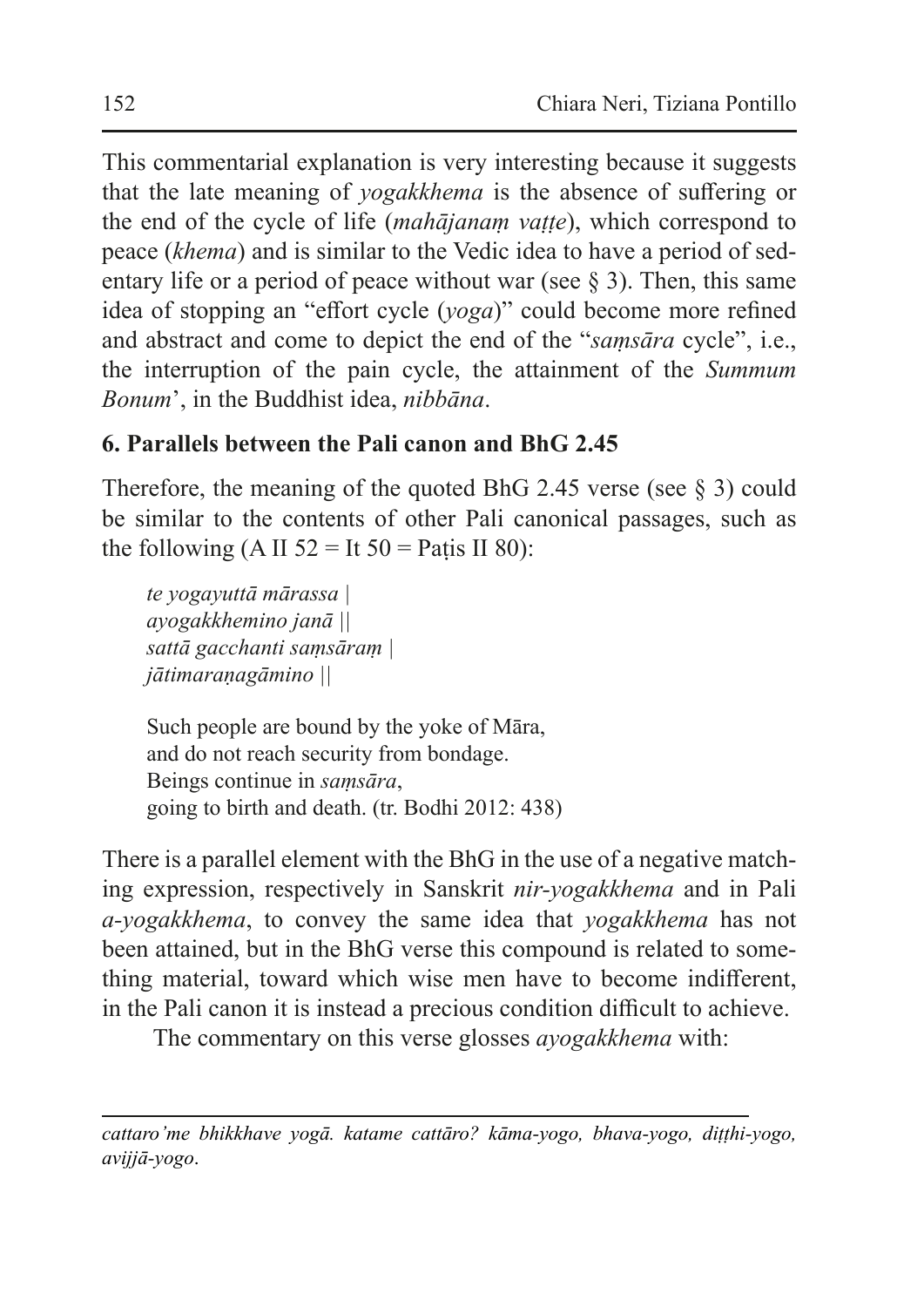This commentarial explanation is very interesting because it suggests that the late meaning of *yogakkhema* is the absence of suffering or the end of the cycle of life (*mahājanaṃ vaṭṭe*), which correspond to peace (*khema*) and is similar to the Vedic idea to have a period of sedentary life or a period of peace without war (see § 3). Then, this same idea of stopping an "effort cycle (*yoga*)" could become more refined and abstract and come to depict the end of the "*saṃsāra* cycle", i.e., the interruption of the pain cycle, the attainment of the *Summum Bonum*', in the Buddhist idea, *nibbāna*.

## 6. Parallels between the Pali canon and BhG 2.45

Therefore, the meaning of the quoted BhG 2.45 verse (see § 3) could be similar to the contents of other Pali canonical passages, such as the following (A II 52 = It 50 = Paṭis II 80):

> *te yogayuttā mārassa |*
> *ayogakkhemino janā ||*
> *sattā gacchanti saṃsāraṃ |*
> *jātimaraṇagāmino ||*
>
> Such people are bound by the yoke of Māra,
> and do not reach security from bondage.
> Beings continue in *saṃsāra*,
> going to birth and death. (tr. Bodhi 2012: 438)

There is a parallel element with the BhG in the use of a negative matching expression, respectively in Sanskrit *nir-yogakkhema* and in Pali *a-yogakkhema*, to convey the same idea that *yogakkhema* has not been attained, but in the BhG verse this compound is related to something material, toward which wise men have to become indifferent, in the Pali canon it is instead a precious condition difficult to achieve.

The commentary on this verse glosses *ayogakkhema* with:

---

*cattaro'me bhikkhave yogā. katame cattāro? kāma-yogo, bhava-yogo, diṭṭhi-yogo, avijjā-yogo*.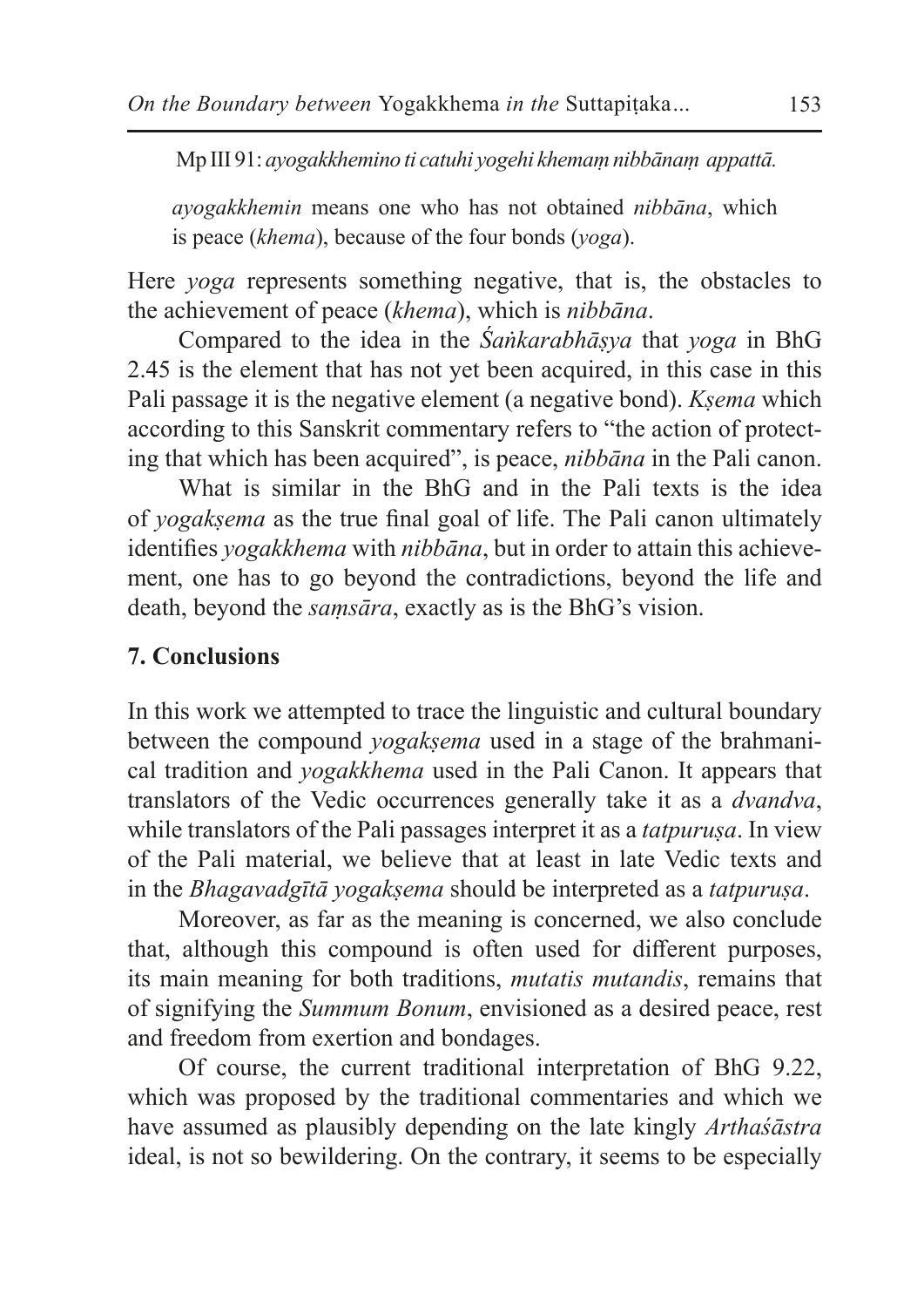Mp III 91: *ayogakkhemino ti catuhi yogehi khemaṃ nibbānaṃ appattā.*

> *ayogakkhemin* means one who has not obtained *nibbāna*, which is peace (*khema*), because of the four bonds (*yoga*).

Here *yoga* represents something negative, that is, the obstacles to the achievement of peace (*khema*), which is *nibbāna*.

Compared to the idea in the *Śaṅkarabhāṣya* that *yoga* in BhG 2.45 is the element that has not yet been acquired, in this case in this Pali passage it is the negative element (a negative bond). *Kṣema* which according to this Sanskrit commentary refers to "the action of protecting that which has been acquired", is peace, *nibbāna* in the Pali canon.

What is similar in the BhG and in the Pali texts is the idea of *yogakṣema* as the true final goal of life. The Pali canon ultimately identifies *yogakkhema* with *nibbāna*, but in order to attain this achievement, one has to go beyond the contradictions, beyond the life and death, beyond the *saṃsāra*, exactly as is the BhG's vision.

## 7. Conclusions

In this work we attempted to trace the linguistic and cultural boundary between the compound *yogakṣema* used in a stage of the brahmanical tradition and *yogakkhema* used in the Pali Canon. It appears that translators of the Vedic occurrences generally take it as a *dvandva*, while translators of the Pali passages interpret it as a *tatpuruṣa*. In view of the Pali material, we believe that at least in late Vedic texts and in the *Bhagavadgītā yogakṣema* should be interpreted as a *tatpuruṣa*.

Moreover, as far as the meaning is concerned, we also conclude that, although this compound is often used for different purposes, its main meaning for both traditions, *mutatis mutandis*, remains that of signifying the *Summum Bonum*, envisioned as a desired peace, rest and freedom from exertion and bondages.

Of course, the current traditional interpretation of BhG 9.22, which was proposed by the traditional commentaries and which we have assumed as plausibly depending on the late kingly *Arthaśāstra* ideal, is not so bewildering. On the contrary, it seems to be especially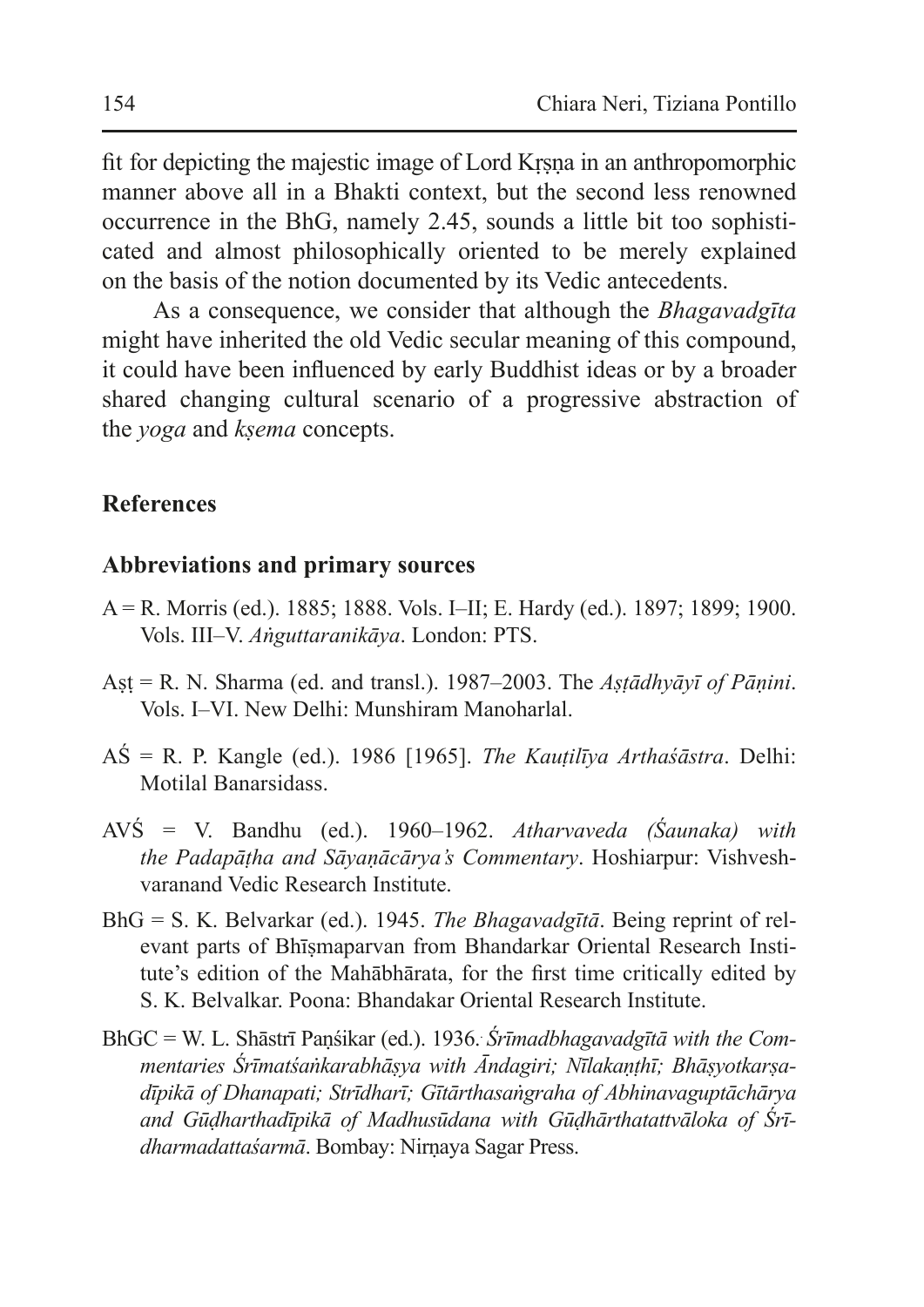fit for depicting the majestic image of Lord Kṛṣṇa in an anthropomorphic manner above all in a Bhakti context, but the second less renowned occurrence in the BhG, namely 2.45, sounds a little bit too sophisticated and almost philosophically oriented to be merely explained on the basis of the notion documented by its Vedic antecedents.

As a consequence, we consider that although the *Bhagavadgīta* might have inherited the old Vedic secular meaning of this compound, it could have been influenced by early Buddhist ideas or by a broader shared changing cultural scenario of a progressive abstraction of the *yoga* and *kṣema* concepts.

## References

### Abbreviations and primary sources

A = R. Morris (ed.). 1885; 1888. Vols. I–II; E. Hardy (ed.). 1897; 1899; 1900. Vols. III–V. *Aṅguttaranikāya*. London: PTS.

Aṣṭ = R. N. Sharma (ed. and transl.). 1987–2003. The *Aṣṭādhyāyī of Pāṇini*. Vols. I–VI. New Delhi: Munshiram Manoharlal.

AŚ = R. P. Kangle (ed.). 1986 [1965]. *The Kauṭilīya Arthaśāstra*. Delhi: Motilal Banarsidass.

AVŚ = V. Bandhu (ed.). 1960–1962. *Atharvaveda (Śaunaka) with the Padapāṭha and Sāyaṇācārya's Commentary*. Hoshiarpur: Vishveshvaranand Vedic Research Institute.

BhG = S. K. Belvarkar (ed.). 1945. *The Bhagavadgītā*. Being reprint of relevant parts of Bhīṣmaparvan from Bhandarkar Oriental Research Institute's edition of the Mahābhārata, for the first time critically edited by S. K. Belvalkar. Poona: Bhandakar Oriental Research Institute.

BhGC = W. L. Shāstrī Paṇśikar (ed.). 1936. *Śrīmadbhagavadgītā with the Commentaries Śrīmatśaṅkarabhāṣya with Āndagiri; Nīlakaṇṭhī; Bhāṣyotkarṣadīpikā of Dhanapati; Strīdharī; Gītārthasaṅgraha of Abhinavaguptāchārya and Gūḍharthadīpikā of Madhusūdana with Gūḍhārthatattvāloka of Śrīdharmadattaśarmā*. Bombay: Nirṇaya Sagar Press.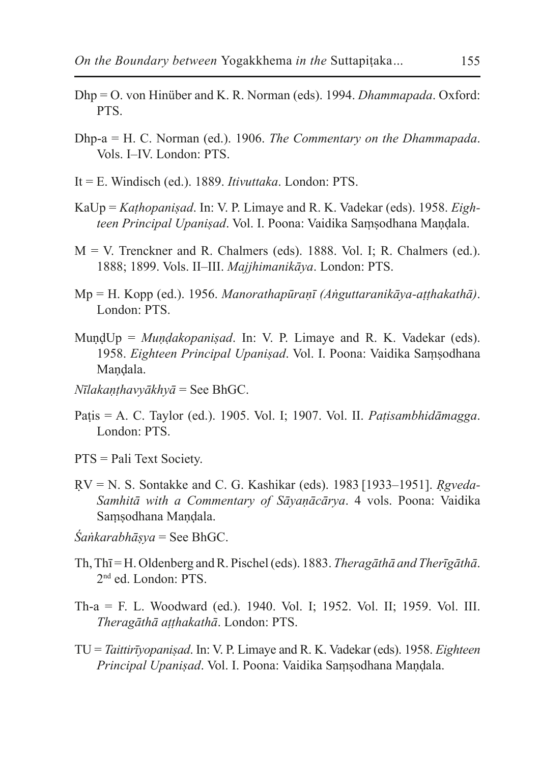Dhp = O. von Hinüber and K. R. Norman (eds). 1994. *Dhammapada*. Oxford: PTS.

Dhp-a = H. C. Norman (ed.). 1906. *The Commentary on the Dhammapada*. Vols. I–IV. London: PTS.

It = E. Windisch (ed.). 1889. *Itivuttaka*. London: PTS.

KaUp = *Kaṭhopaniṣad*. In: V. P. Limaye and R. K. Vadekar (eds). 1958. *Eighteen Principal Upaniṣad*. Vol. I. Poona: Vaidika Saṃṣodhana Maṇḍala.

M = V. Trenckner and R. Chalmers (eds). 1888. Vol. I; R. Chalmers (ed.). 1888; 1899. Vols. II–III. *Majjhimanikāya*. London: PTS.

Mp = H. Kopp (ed.). 1956. *Manorathapūraṇī (Aṅguttaranikāya-aṭṭhakathā)*. London: PTS.

MuṇḍUp = *Muṇḍakopaniṣad*. In: V. P. Limaye and R. K. Vadekar (eds). 1958. *Eighteen Principal Upaniṣad*. Vol. I. Poona: Vaidika Saṃṣodhana Maṇḍala.

*Nīlakaṇṭhavyākhyā* = See BhGC.

Paṭis = A. C. Taylor (ed.). 1905. Vol. I; 1907. Vol. II. *Paṭisambhidāmagga*. London: PTS.

PTS = Pali Text Society.

ṚV = N. S. Sontakke and C. G. Kashikar (eds). 1983 [1933–1951]. *Ṛgveda-Samhitā with a Commentary of Sāyaṇācārya*. 4 vols. Poona: Vaidika Saṃṣodhana Maṇḍala.

*Śaṅkarabhāṣya* = See BhGC.

Th, Thī = H. Oldenberg and R. Pischel (eds). 1883. *Theragāthā and Therīgāthā*. 2nd ed. London: PTS.

Th-a = F. L. Woodward (ed.). 1940. Vol. I; 1952. Vol. II; 1959. Vol. III. *Theragāthā aṭṭhakathā*. London: PTS.

TU = *Taittirīyopaniṣad*. In: V. P. Limaye and R. K. Vadekar (eds). 1958. *Eighteen Principal Upaniṣad*. Vol. I. Poona: Vaidika Saṃṣodhana Maṇḍala.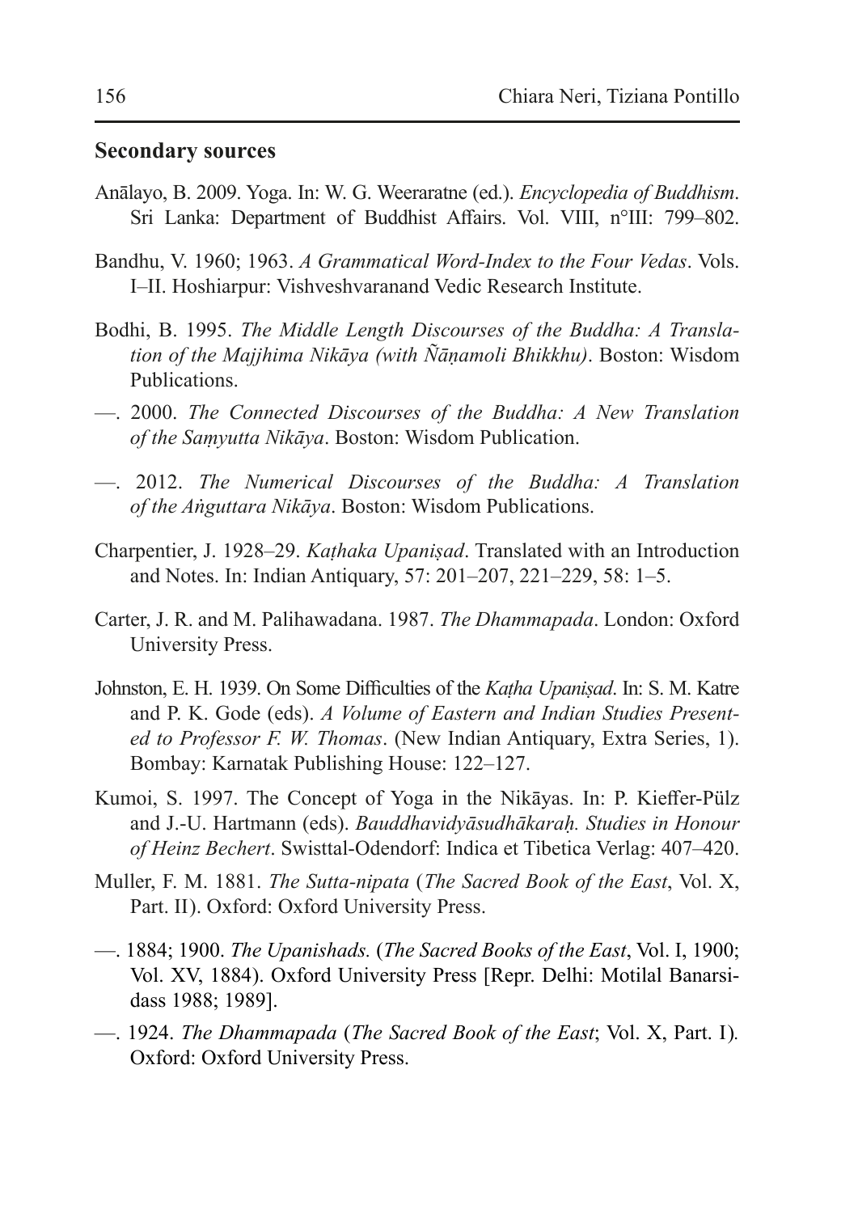## Secondary sources

Anālayo, B. 2009. Yoga. In: W. G. Weeraratne (ed.). *Encyclopedia of Buddhism*. Sri Lanka: Department of Buddhist Affairs. Vol. VIII, n°III: 799–802.

Bandhu, V. 1960; 1963. *A Grammatical Word-Index to the Four Vedas*. Vols. I–II. Hoshiarpur: Vishveshvaranand Vedic Research Institute.

Bodhi, B. 1995. *The Middle Length Discourses of the Buddha: A Translation of the Majjhima Nikāya (with Ñāṇamoli Bhikkhu)*. Boston: Wisdom Publications.

—. 2000. *The Connected Discourses of the Buddha: A New Translation of the Saṃyutta Nikāya*. Boston: Wisdom Publication.

—. 2012. *The Numerical Discourses of the Buddha: A Translation of the Aṅguttara Nikāya*. Boston: Wisdom Publications.

Charpentier, J. 1928–29. *Kaṭhaka Upaniṣad*. Translated with an Introduction and Notes. In: Indian Antiquary, 57: 201–207, 221–229, 58: 1–5.

Carter, J. R. and M. Palihawadana. 1987. *The Dhammapada*. London: Oxford University Press.

Johnston, E. H. 1939. On Some Difficulties of the *Kaṭha Upaniṣad*. In: S. M. Katre and P. K. Gode (eds). *A Volume of Eastern and Indian Studies Presented to Professor F. W. Thomas*. (New Indian Antiquary, Extra Series, 1). Bombay: Karnatak Publishing House: 122–127.

Kumoi, S. 1997. The Concept of Yoga in the Nikāyas. In: P. Kieffer-Pülz and J.-U. Hartmann (eds). *Bauddhavidyāsudhākaraḥ. Studies in Honour of Heinz Bechert*. Swisttal-Odendorf: Indica et Tibetica Verlag: 407–420.

Muller, F. M. 1881. *The Sutta-nipata* (*The Sacred Book of the East*, Vol. X, Part. II). Oxford: Oxford University Press.

—. 1884; 1900. *The Upanishads.* (*The Sacred Books of the East*, Vol. I, 1900; Vol. XV, 1884). Oxford University Press [Repr. Delhi: Motilal Banarsidass 1988; 1989].

—. 1924. *The Dhammapada* (*The Sacred Book of the East*; Vol. X, Part. I). Oxford: Oxford University Press.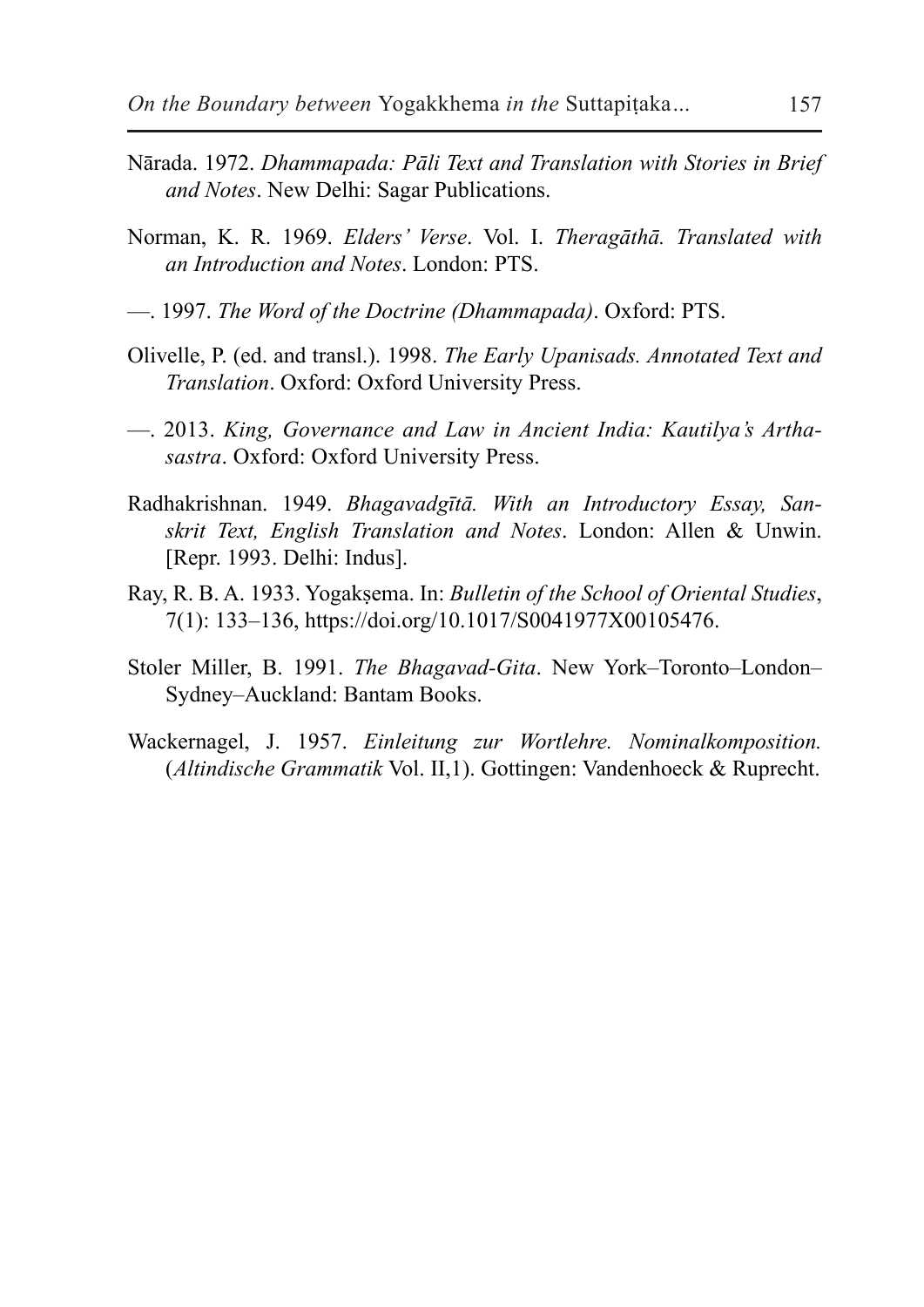Nārada. 1972. *Dhammapada: Pāli Text and Translation with Stories in Brief and Notes*. New Delhi: Sagar Publications.

Norman, K. R. 1969. *Elders' Verse*. Vol. I. *Theragāthā. Translated with an Introduction and Notes*. London: PTS.

—. 1997. *The Word of the Doctrine (Dhammapada)*. Oxford: PTS.

Olivelle, P. (ed. and transl.). 1998. *The Early Upanisads. Annotated Text and Translation*. Oxford: Oxford University Press.

—. 2013. *King, Governance and Law in Ancient India: Kautilya's Arthasastra*. Oxford: Oxford University Press.

Radhakrishnan. 1949. *Bhagavadgītā. With an Introductory Essay, Sanskrit Text, English Translation and Notes*. London: Allen & Unwin. [Repr. 1993. Delhi: Indus].

Ray, R. B. A. 1933. Yogakṣema. In: *Bulletin of the School of Oriental Studies*, 7(1): 133–136, https://doi.org/10.1017/S0041977X00105476.

Stoler Miller, B. 1991. *The Bhagavad-Gita*. New York–Toronto–London–Sydney–Auckland: Bantam Books.

Wackernagel, J. 1957. *Einleitung zur Wortlehre. Nominalkomposition.* (*Altindische Grammatik* Vol. II,1). Gottingen: Vandenhoeck & Ruprecht.